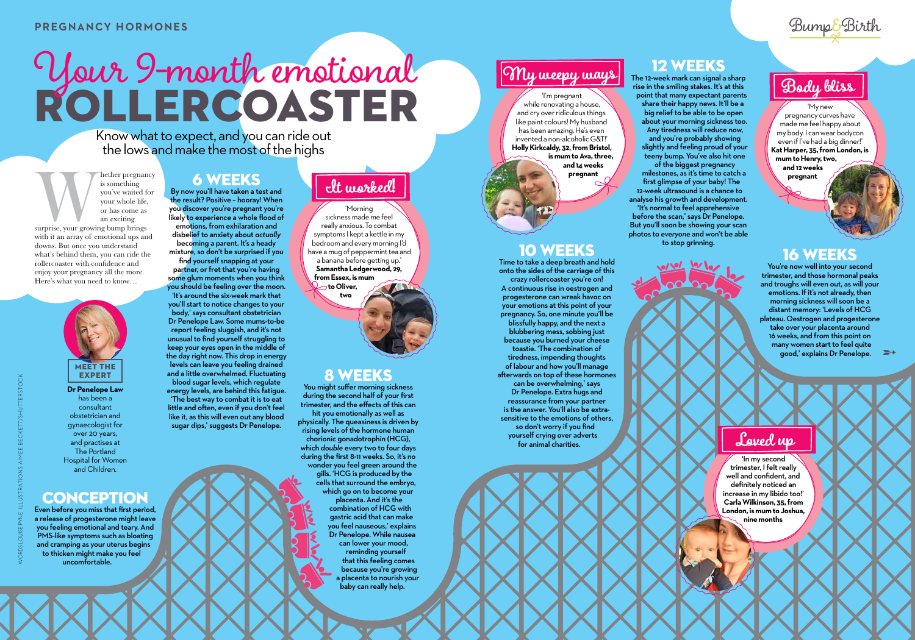# Your 9-month emotional ROLLERCOASTER

Know what to expect, and you can ride out the lows and make the most of the highs

Whether pregnancy is something you've waited for your whole life, or has come as an exciting surprise, your growing bump brings with it an array of emotional ups and downs. But once you understand what's behind them, you can ride the rollercoaster with confidence and enjoy your pregnancy all the more. Here's what you need to know…

**MEET THE EXPERT**

**Dr Penelope Law** has been a consultant obstetrician and gynaecologist for over 20 years, and practises at The Portland Hospital for Women and Children.

## CONCEPTION

**Even before you miss that first period, a release of progesterone might leave you feeling emotional and teary. And PMS-like symptoms such as bloating and cramping as your uterus begins to thicken might make you feel uncomfortable.**

## 6 WEEKS

**By now you'll have taken a test and the result? Positive – hooray! When you discover you're pregnant you're likely to experience a whole flood of emotions, from exhilaration and disbelief to anxiety about *actually* becoming a parent. It's a heady mixture, so don't be surprised if you find yourself snapping at your partner, or fret that you're having some glum moments when you think you should be feeling over the moon. 'It's around the six-week mark that you'll start to notice changes to your body,' says consultant obstetrician Dr Penelope Law. Some mums-to-be report feeling sluggish, and it's not unusual to find yourself struggling to keep your eyes open in the middle of the day right now. This drop in energy levels can leave you feeling drained and a little overwhelmed. Fluctuating blood sugar levels, which regulate energy levels, are behind this fatigue. 'The best way to combat it is to eat little and often, even if you don't feel like it, as this will even out any blood sugar dips,' suggests Dr Penelope.**

### It worked!

'Morning sickness made me feel really anxious. To combat symptoms I kept a kettle in my bedroom and every morning I'd have a mug of peppermint tea and a banana before getting up.' **Samantha Ledgerwood, 29, from Essex, is mum to Oliver, two**

## 8 WEEKS

**You might suffer morning sickness during the second half of your first trimester, and the effects of this can hit you emotionally as well as physically. The queasiness is driven by rising levels of the hormone human chorionic gonadotrophin (HCG), which *double* every two to four days during the first 8-11 weeks. So, it's no wonder you feel green around the gills. 'HCG is produced by the cells that surround the embryo, which go on to become your placenta. And it's the combination of HCG with gastric acid that can make you feel nauseous,' explains Dr Penelope. While nausea can lower your mood, reminding yourself that this feeling comes because you're growing a placenta to nourish your baby can really help.**

### My weepy ways

'I'm pregnant while renovating a house, and cry over ridiculous things like paint colours! My husband has been amazing. He's even invented a non-alcoholic G&T!' **Holly Kirkcaldy, 32, from Bristol, is mum to Ava, three, and 14 weeks pregnant**

## 10 WEEKS

**Time to take a deep breath and hold onto the sides of the carriage of this crazy rollercoaster you're on! A continuous rise in oestrogen and progesterone can wreak havoc on your emotions at this point of your pregnancy. So, one minute you'll be blissfully happy, and the next a blubbering mess, sobbing just because you burned your cheese toastie. 'The combination of tiredness, impending thoughts of labour and how you'll manage afterwards on top of these hormones can be overwhelming,' says Dr Penelope. Extra hugs and reassurance from your partner is the answer. You'll also be extra-sensitive to the emotions of others, so don't worry if you find yourself crying over adverts for animal charities.**

## 12 WEEKS

**The 12-week mark can signal a sharp rise in the smiling stakes. It's at this point that many expectant parents share their happy news. It'll be a big relief to be able to be open about your morning sickness too. Any tiredness will reduce now, and you're probably showing slightly and feeling proud of your teeny bump. You've also hit one of the biggest pregnancy milestones, as it's time to catch a first glimpse of your baby! The 12-week ultrasound is a chance to analyse his growth and development. 'It's normal to feel apprehensive before the scan,' says Dr Penelope. But you'll soon be showing your scan photos to *everyone* and won't be able to stop grinning.**

### Body bliss

'My new pregnancy curves have made me feel happy about my body. I can wear bodycon even if I've had a big dinner!' **Kat Harper, 35, from London, is mum to Henry, two, and 12 weeks pregnant**

## 16 WEEKS

**You're now well into your second trimester, and those hormonal peaks and troughs will even out, as will your emotions. If it's not already, then morning sickness will soon be a distant memory: 'Levels of HCG plateau. Oestrogen and progesterone take over your placenta around 16 weeks, and from this point on many women start to feel quite good,' explains Dr Penelope.**

### Loved up

**'In my second trimester, I felt really well and confident, and definitely noticed an increase in my libido too!' Carla Wilkinson, 35, from London, is mum to Joshua, nine months**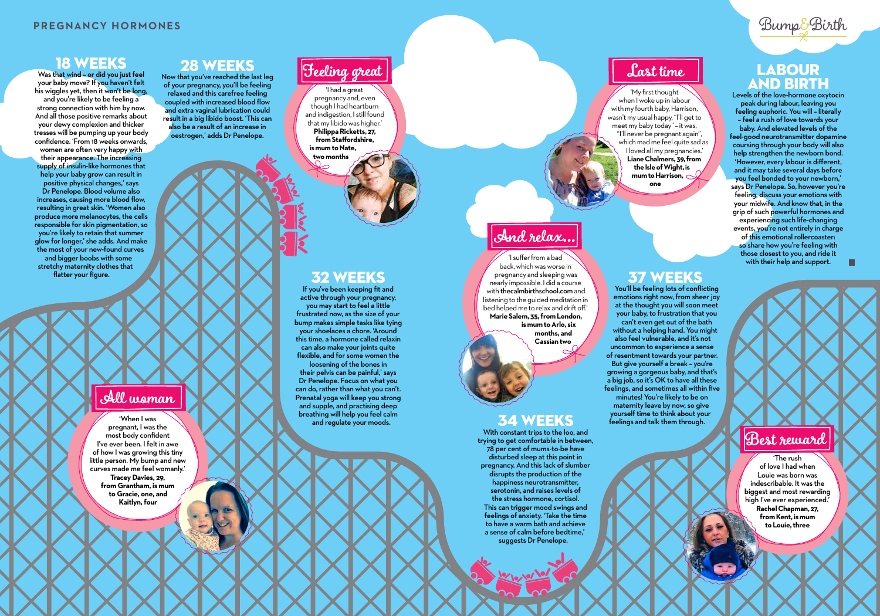## 18 WEEKS

Was that wind – or did you just feel your baby move? If you haven't felt his wiggles yet, then it won't be long, and you're likely to be feeling a strong connection with him by now. And all those positive remarks about your dewy complexion and thicker tresses will be pumping up your body confidence. 'From 18 weeks onwards, women are often very happy with their appearance. The increasing supply of insulin-like hormones that help your baby grow can result in positive physical changes,' says Dr Penelope. Blood volume also increases, causing more blood flow, resulting in great skin. 'Women also produce more melanocytes, the cells responsible for skin pigmentation, so you're likely to retain that summer glow for longer,' she adds. And make the most of your new-found curves and bigger boobs with some stretchy maternity clothes that flatter your figure.

### All woman

'When I was pregnant, I was the most body confident I've ever been. I felt in awe of how I was growing this tiny little person. My bump and new curves made me feel womanly.'
**Tracey Davies, 29, from Grantham, is mum to Gracie, one, and Kaitlyn, four**

## 28 WEEKS

Now that you've reached the last leg of your pregnancy, you'll be feeling relaxed and this carefree feeling coupled with increased blood flow and extra vaginal lubrication could result in a big libido boost. 'This can also be a result of an increase in oestrogen,' adds Dr Penelope.

### Feeling great

'I had a great pregnancy and, even though I had heartburn and indigestion, I still found that my libido was higher.'
**Philippa Ricketts, 27, from Staffordshire, is mum to Nate, two months**

## 32 WEEKS

If you've been keeping fit and active through your pregnancy, you may start to feel a little frustrated now, as the size of your bump makes simple tasks like tying your shoelaces a chore. 'Around this time, a hormone called relaxin can also make your joints quite flexible, and for some women the loosening of the bones in their pelvis can be painful,' says Dr Penelope. Focus on what you can do, rather than what you can't. Prenatal yoga will keep you strong and supple, and practising deep breathing will help you feel calm and regulate your moods.

## 34 WEEKS

With constant trips to the loo, and trying to get comfortable in between, 78 per cent of mums-to-be have disturbed sleep at this point in pregnancy. And this lack of slumber disrupts the production of the happiness neurotransmitter, serotonin, and raises levels of the stress hormone, cortisol. This can trigger mood swings and feelings of anxiety. 'Take the time to have a warm bath and achieve a sense of calm before bedtime,' suggests Dr Penelope.

### And relax...

'I suffer from a bad back, which was worse in pregnancy and sleeping was nearly impossible. I did a course with **thecalmbirthschool.com** and listening to the guided meditation in bed helped me to relax and drift off.'
**Marie Salem, 35, from London, is mum to Arlo, six months, and Cassian two**

### Last time

'My first thought when I woke up in labour with my fourth baby, Harrison, wasn't my usual happy, "I'll get to meet my baby today" – it was, "I'll never be pregnant again", which made me feel quite sad as I loved all my pregnancies.'
**Liane Chalmers, 39, from the Isle of Wight, is mum to Harrison, one**

## 37 WEEKS

You'll be feeling lots of conflicting emotions right now, from sheer joy at the thought you will soon meet your baby, to frustration that you can't even get out of the bath without a helping hand. You might also feel vulnerable, and it's not uncommon to experience a sense of resentment towards your partner. But give yourself a break – you're growing a gorgeous baby, and that's a big job, so it's OK to have all these feelings, and sometimes all within five minutes! You're likely to be on maternity leave by now, so give yourself time to think about your feelings and talk them through.

## LABOUR AND BIRTH

Levels of the love-hormone oxytocin peak during labour, leaving you feeling euphoric. You will – literally – feel a rush of love towards your baby. And elevated levels of the feel-good neurotransmitter dopamine coursing through your body will also help strengthen the newborn bond. 'However, every labour is different, and it may take several days before you feel bonded to your newborn,' says Dr Penelope. So, however you're feeling, discuss your emotions with your midwife. And know that, in the grip of such powerful hormones and experiencing such life-changing events, you're not entirely in charge of this emotional rollercoaster: so share how you're feeling with those closest to you, and ride it with their help and support.

### Best reward

'The rush of love I had when Louie was born was indescribable. It was the biggest and most rewarding high I've ever experienced.'
**Rachel Chapman, 27, from Kent, is mum to Louie, three**